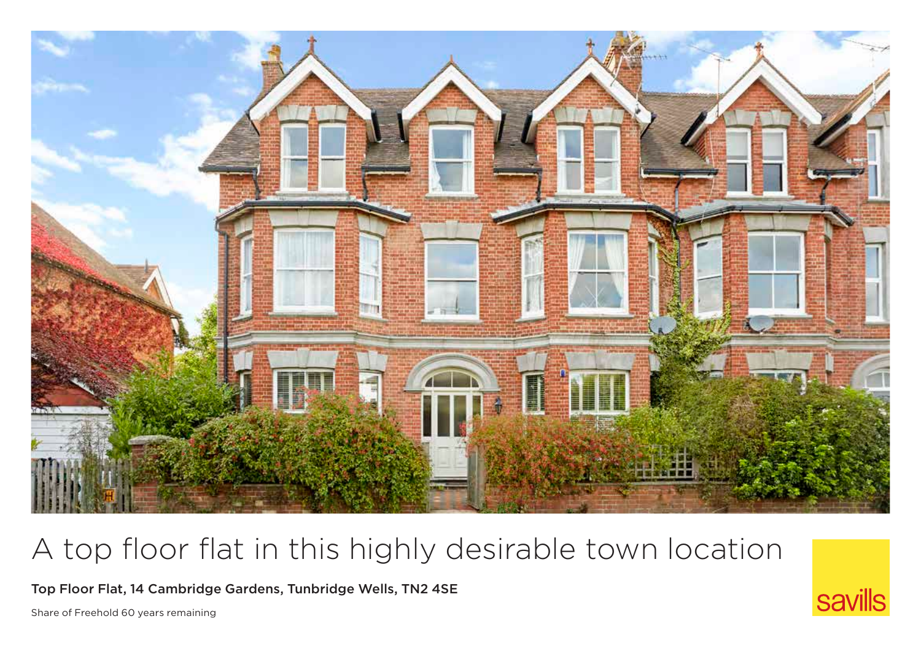# A top floor flat in this highly desirable town location

**Top Floor Flat, 14 Cambridge Gardens, Tunbridge Wells, TN2 4SE**

Share of Freehold 60 years remaining

savills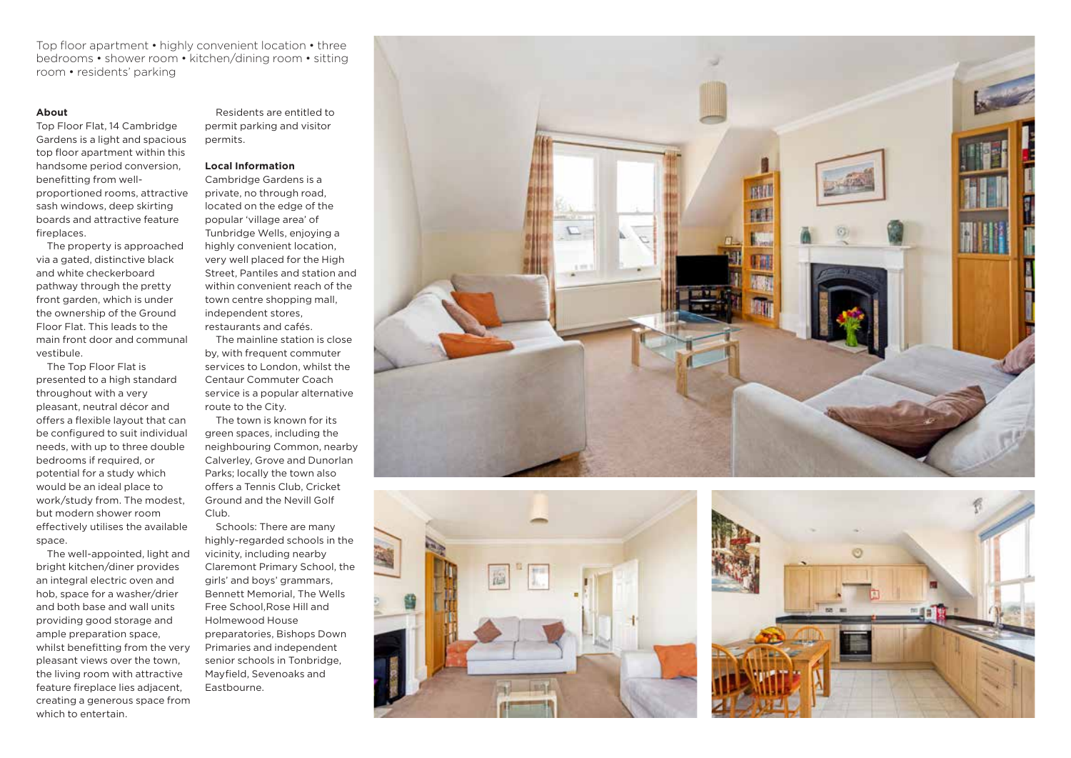Top floor apartment • highly convenient location • three bedrooms • shower room • kitchen/dining room • sitting room • residents' parking

**About**

Top Floor Flat, 14 Cambridge Gardens is a light and spacious top floor apartment within this handsome period conversion, benefitting from well-proportioned rooms, attractive sash windows, deep skirting boards and attractive feature fireplaces.

The property is approached via a gated, distinctive black and white checkerboard pathway through the pretty front garden, which is under the ownership of the Ground Floor Flat. This leads to the main front door and communal vestibule.

The Top Floor Flat is presented to a high standard throughout with a very pleasant, neutral décor and offers a flexible layout that can be configured to suit individual needs, with up to three double bedrooms if required, or potential for a study which would be an ideal place to work/study from. The modest, but modern shower room effectively utilises the available space.

The well-appointed, light and bright kitchen/diner provides an integral electric oven and hob, space for a washer/drier and both base and wall units providing good storage and ample preparation space, whilst benefitting from the very pleasant views over the town, the living room with attractive feature fireplace lies adjacent, creating a generous space from which to entertain.

Residents are entitled to permit parking and visitor permits.

**Local Information**

Cambridge Gardens is a private, no through road, located on the edge of the popular 'village area' of Tunbridge Wells, enjoying a highly convenient location, very well placed for the High Street, Pantiles and station and within convenient reach of the town centre shopping mall, independent stores, restaurants and cafés.

The mainline station is close by, with frequent commuter services to London, whilst the Centaur Commuter Coach service is a popular alternative route to the City.

The town is known for its green spaces, including the neighbouring Common, nearby Calverley, Grove and Dunorlan Parks; locally the town also offers a Tennis Club, Cricket Ground and the Nevill Golf Club.

Schools: There are many highly-regarded schools in the vicinity, including nearby Claremont Primary School, the girls' and boys' grammars, Bennett Memorial, The Wells Free School,Rose Hill and Holmewood House preparatories, Bishops Down Primaries and independent senior schools in Tonbridge, Mayfield, Sevenoaks and Eastbourne.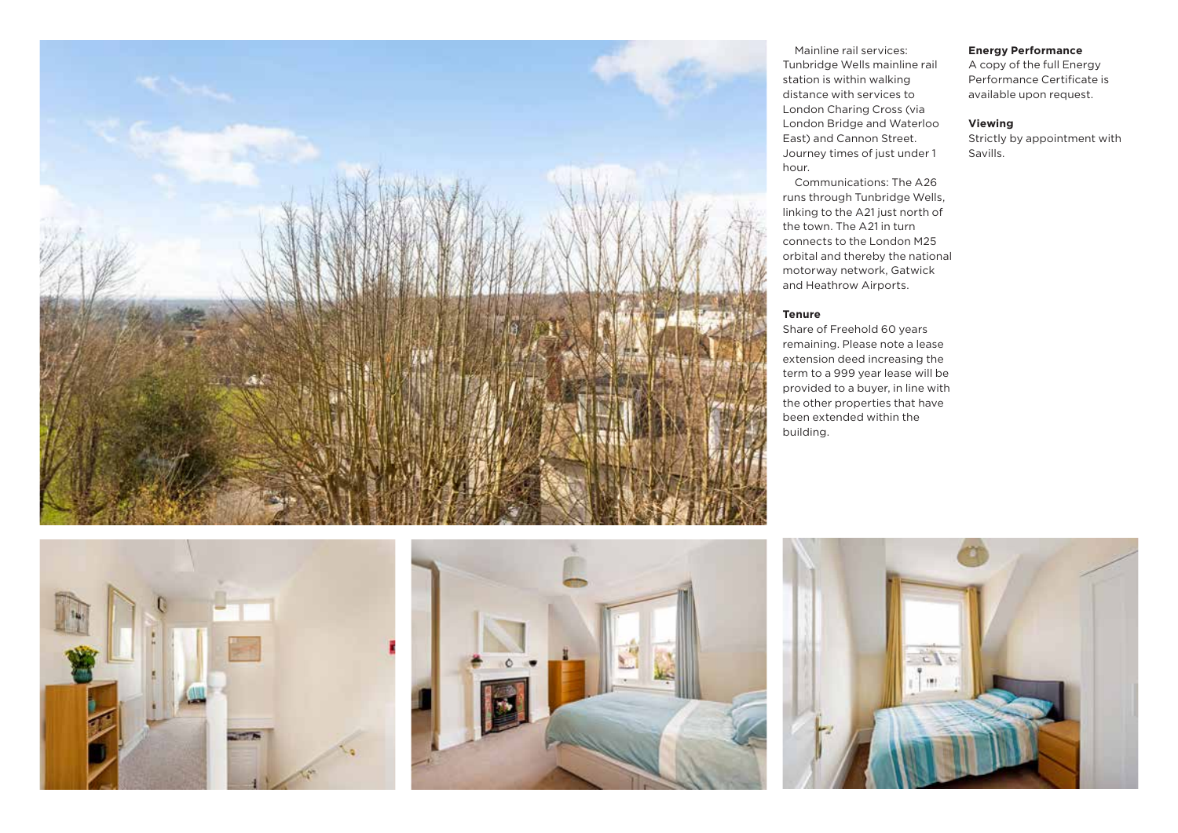Mainline rail services: Tunbridge Wells mainline rail station is within walking distance with services to London Charing Cross (via London Bridge and Waterloo East) and Cannon Street. Journey times of just under 1 hour.

Communications: The A26 runs through Tunbridge Wells, linking to the A21 just north of the town. The A21 in turn connects to the London M25 orbital and thereby the national motorway network, Gatwick and Heathrow Airports.

**Tenure**

Share of Freehold 60 years remaining. Please note a lease extension deed increasing the term to a 999 year lease will be provided to a buyer, in line with the other properties that have been extended within the building.

**Energy Performance**

A copy of the full Energy Performance Certificate is available upon request.

**Viewing**

Strictly by appointment with Savills.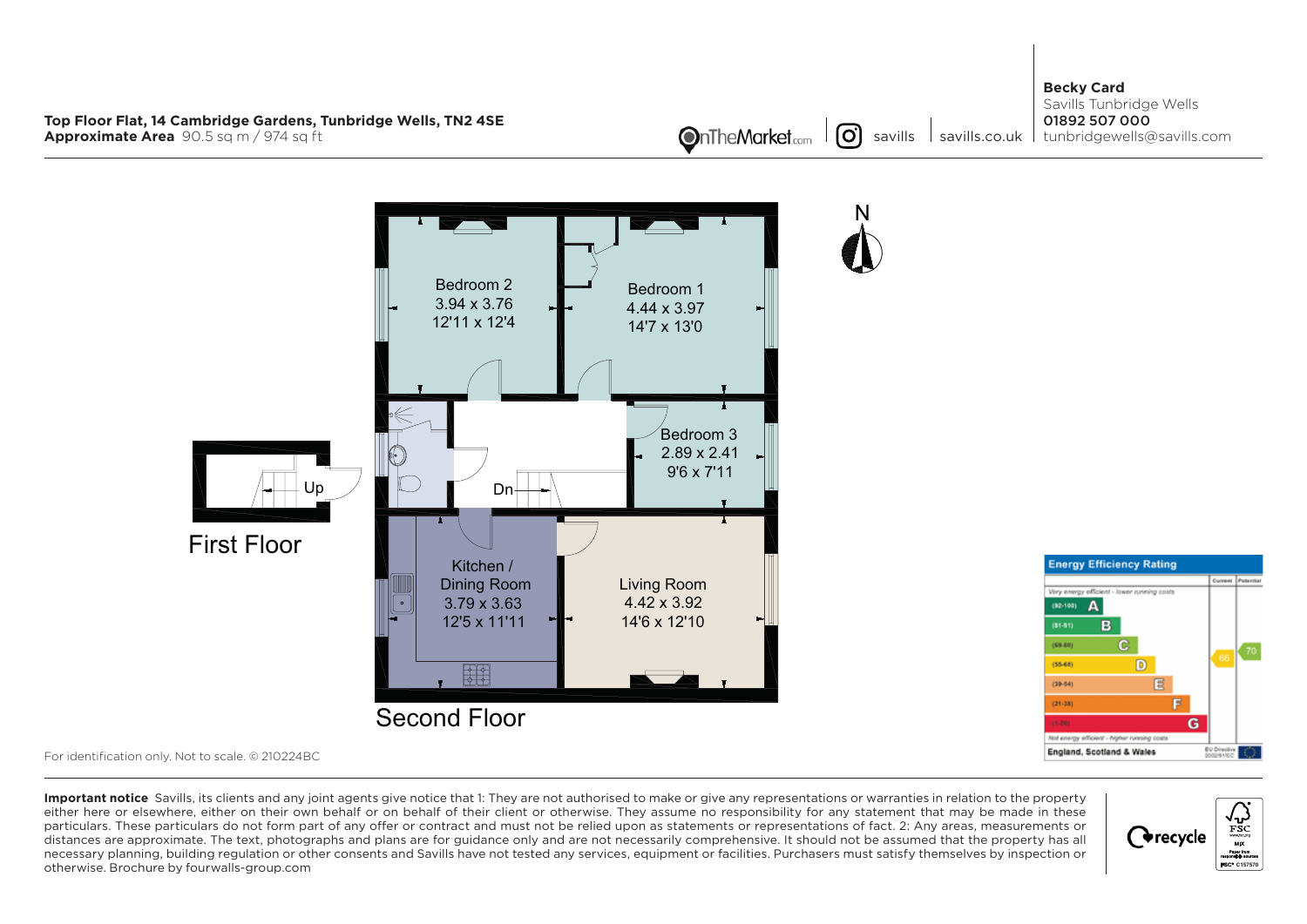**Top Floor Flat, 14 Cambridge Gardens, Tunbridge Wells, TN2 4SE**
**Approximate Area** 90.5 sq m / 974 sq ft

OnTheMarket.com | savills | savills.co.uk

**Becky Card**
Savills Tunbridge Wells
**01892 507 000**
tunbridgewells@savills.com

N

Bedroom 2
3.94 x 3.76
12'11 x 12'4

Bedroom 1
4.44 x 3.97
14'7 x 13'0

Bedroom 3
2.89 x 2.41
9'6 x 7'11

Up

Dn

First Floor

Kitchen / Dining Room
3.79 x 3.63
12'5 x 11'11

Living Room
4.42 x 3.92
14'6 x 12'10

Second Floor

Energy Efficiency Rating

Current | Potential

Very energy efficient - lower running costs

(92-100) A

(81-91) B

(69-80) C

(55-68) D

(39-54) E

(21-38) F

(1-20) G

Not energy efficient - higher running costs

66

70

England, Scotland & Wales

EU Directive 2002/91/EC

For identification only. Not to scale. © 210224BC

**Important notice** Savills, its clients and any joint agents give notice that 1: They are not authorised to make or give any representations or warranties in relation to the property either here or elsewhere, either on their own behalf or on behalf of their client or otherwise. They assume no responsibility for any statement that may be made in these particulars. These particulars do not form part of any offer or contract and must not be relied upon as statements or representations of fact. 2: Any areas, measurements or distances are approximate. The text, photographs and plans are for guidance only and are not necessarily comprehensive. It should not be assumed that the property has all necessary planning, building regulation or other consents and Savills have not tested any services, equipment or facilities. Purchasers must satisfy themselves by inspection or otherwise. Brochure by fourwalls-group.com

recycle

FSC MIX Paper from responsible sources FSC® C157570